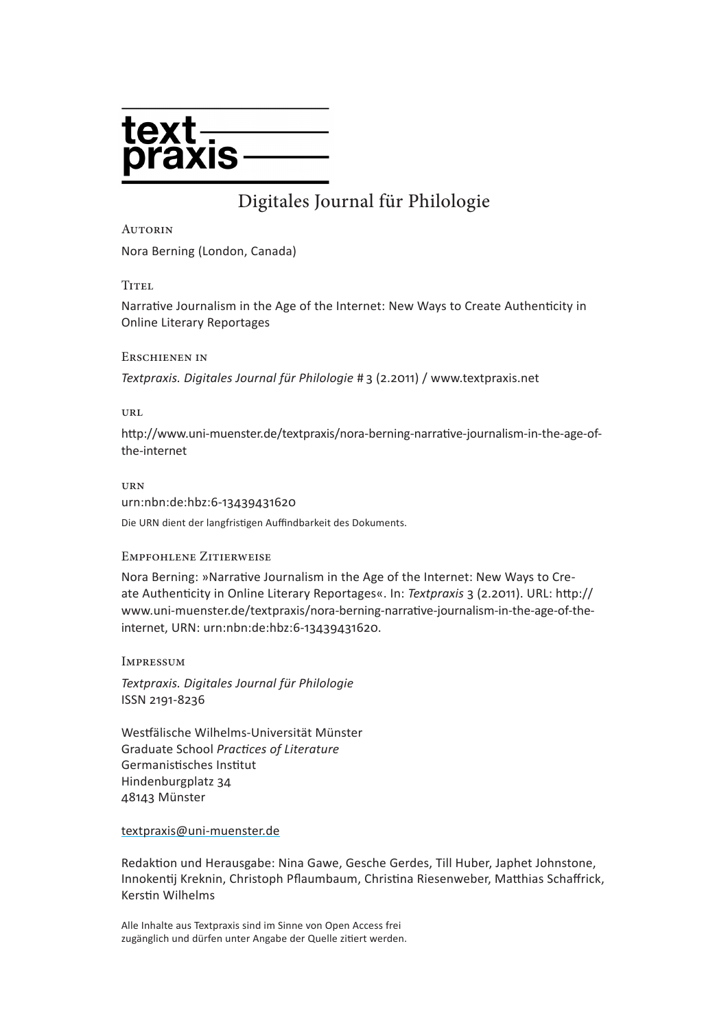# textpraxis

Digitales Journal für Philologie

Autorin

Nora Berning (London, Canada)

Titel

Narrative Journalism in the Age of the Internet: New Ways to Create Authenticity in Online Literary Reportages

Erschienen in

*Textpraxis. Digitales Journal für Philologie* # 3 (2.2011) / www.textpraxis.net

url

http://www.uni-muenster.de/textpraxis/nora-berning-narrative-journalism-in-the-age-of-the-internet

urn

urn:nbn:de:hbz:6-13439431620

Die URN dient der langfristigen Auffindbarkeit des Dokuments.

Empfohlene Zitierweise

Nora Berning: »Narrative Journalism in the Age of the Internet: New Ways to Create Authenticity in Online Literary Reportages«. In: *Textpraxis* 3 (2.2011). URL: http://www.uni-muenster.de/textpraxis/nora-berning-narrative-journalism-in-the-age-of-the-internet, URN: urn:nbn:de:hbz:6-13439431620.

Impressum

*Textpraxis. Digitales Journal für Philologie*
ISSN 2191-8236

Westfälische Wilhelms-Universität Münster
Graduate School *Practices of Literature*
Germanistisches Institut
Hindenburgplatz 34
48143 Münster

textpraxis@uni-muenster.de

Redaktion und Herausgabe: Nina Gawe, Gesche Gerdes, Till Huber, Japhet Johnstone, Innokentij Kreknin, Christoph Pflaumbaum, Christina Riesenweber, Matthias Schaffrick, Kerstin Wilhelms

Alle Inhalte aus Textpraxis sind im Sinne von Open Access frei zugänglich und dürfen unter Angabe der Quelle zitiert werden.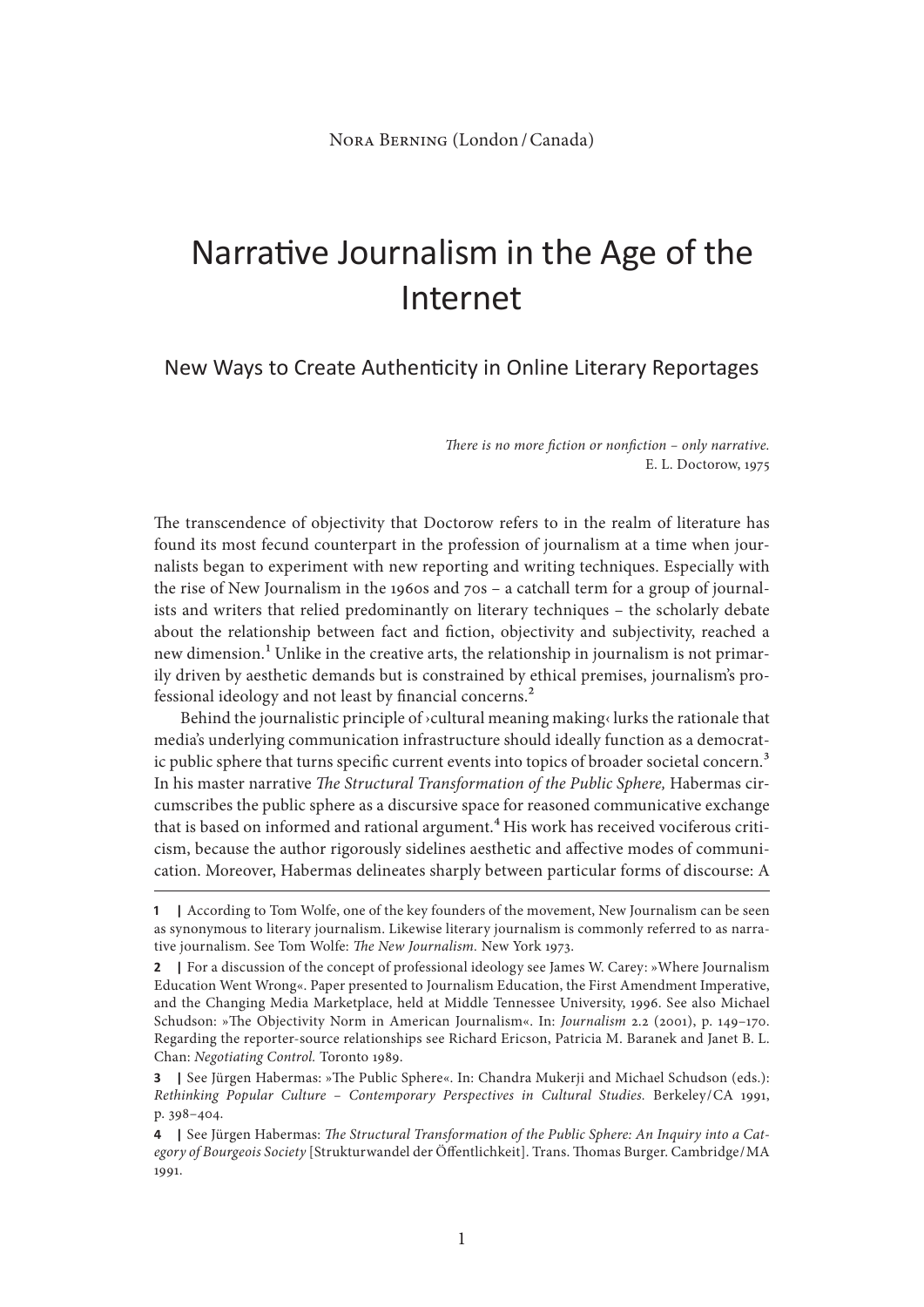Nora Berning (London / Canada)

# Narrative Journalism in the Age of the Internet

## New Ways to Create Authenticity in Online Literary Reportages

*There is no more fiction or nonfiction – only narrative.*
E. L. Doctorow, 1975

The transcendence of objectivity that Doctorow refers to in the realm of literature has found its most fecund counterpart in the profession of journalism at a time when journalists began to experiment with new reporting and writing techniques. Especially with the rise of New Journalism in the 1960s and 70s – a catchall term for a group of journalists and writers that relied predominantly on literary techniques – the scholarly debate about the relationship between fact and fiction, objectivity and subjectivity, reached a new dimension.[1] Unlike in the creative arts, the relationship in journalism is not primarily driven by aesthetic demands but is constrained by ethical premises, journalism's professional ideology and not least by financial concerns.[2]

Behind the journalistic principle of ›cultural meaning making‹ lurks the rationale that media's underlying communication infrastructure should ideally function as a democratic public sphere that turns specific current events into topics of broader societal concern.[3] In his master narrative *The Structural Transformation of the Public Sphere,* Habermas circumscribes the public sphere as a discursive space for reasoned communicative exchange that is based on informed and rational argument.[4] His work has received vociferous criticism, because the author rigorously sidelines aesthetic and affective modes of communication. Moreover, Habermas delineates sharply between particular forms of discourse: A

---

**1** | According to Tom Wolfe, one of the key founders of the movement, New Journalism can be seen as synonymous to literary journalism. Likewise literary journalism is commonly referred to as narrative journalism. See Tom Wolfe: *The New Journalism.* New York 1973.

**2** | For a discussion of the concept of professional ideology see James W. Carey: »Where Journalism Education Went Wrong«. Paper presented to Journalism Education, the First Amendment Imperative, and the Changing Media Marketplace, held at Middle Tennessee University, 1996. See also Michael Schudson: »The Objectivity Norm in American Journalism«. In: *Journalism* 2.2 (2001), p. 149–170. Regarding the reporter-source relationships see Richard Ericson, Patricia M. Baranek and Janet B. L. Chan: *Negotiating Control.* Toronto 1989.

**3** | See Jürgen Habermas: »The Public Sphere«. In: Chandra Mukerji and Michael Schudson (eds.): *Rethinking Popular Culture – Contemporary Perspectives in Cultural Studies.* Berkeley/CA 1991, p. 398–404.

**4** | See Jürgen Habermas: *The Structural Transformation of the Public Sphere: An Inquiry into a Category of Bourgeois Society* [Strukturwandel der Öffentlichkeit]. Trans. Thomas Burger. Cambridge/MA 1991.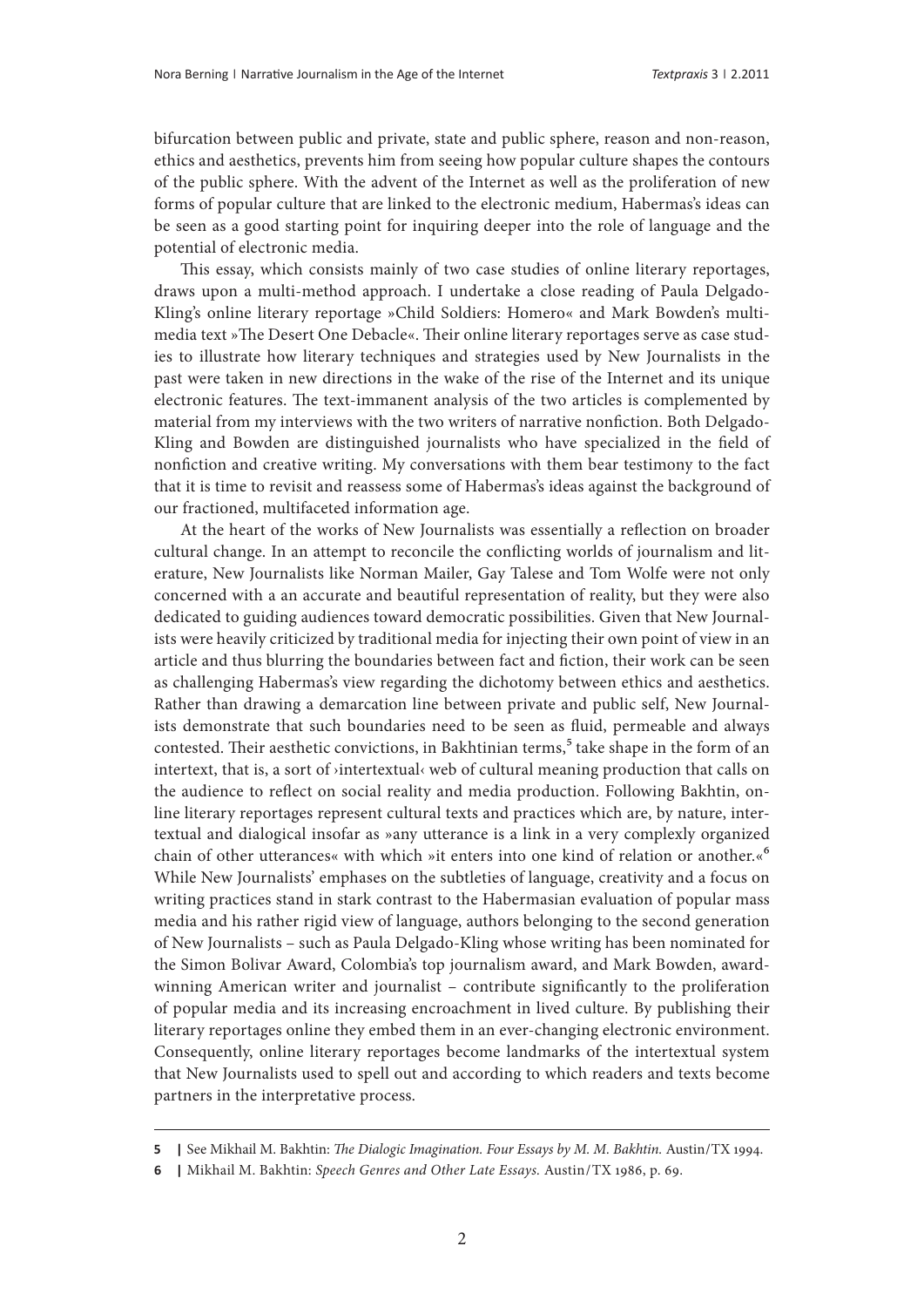bifurcation between public and private, state and public sphere, reason and non-reason, ethics and aesthetics, prevents him from seeing how popular culture shapes the contours of the public sphere. With the advent of the Internet as well as the proliferation of new forms of popular culture that are linked to the electronic medium, Habermas's ideas can be seen as a good starting point for inquiring deeper into the role of language and the potential of electronic media.

This essay, which consists mainly of two case studies of online literary reportages, draws upon a multi-method approach. I undertake a close reading of Paula Delgado-Kling's online literary reportage »Child Soldiers: Homero« and Mark Bowden's multimedia text »The Desert One Debacle«. Their online literary reportages serve as case studies to illustrate how literary techniques and strategies used by New Journalists in the past were taken in new directions in the wake of the rise of the Internet and its unique electronic features. The text-immanent analysis of the two articles is complemented by material from my interviews with the two writers of narrative nonfiction. Both Delgado-Kling and Bowden are distinguished journalists who have specialized in the field of nonfiction and creative writing. My conversations with them bear testimony to the fact that it is time to revisit and reassess some of Habermas's ideas against the background of our fractioned, multifaceted information age.

At the heart of the works of New Journalists was essentially a reflection on broader cultural change. In an attempt to reconcile the conflicting worlds of journalism and literature, New Journalists like Norman Mailer, Gay Talese and Tom Wolfe were not only concerned with a an accurate and beautiful representation of reality, but they were also dedicated to guiding audiences toward democratic possibilities. Given that New Journalists were heavily criticized by traditional media for injecting their own point of view in an article and thus blurring the boundaries between fact and fiction, their work can be seen as challenging Habermas's view regarding the dichotomy between ethics and aesthetics. Rather than drawing a demarcation line between private and public self, New Journalists demonstrate that such boundaries need to be seen as fluid, permeable and always contested. Their aesthetic convictions, in Bakhtinian terms,[5] take shape in the form of an intertext, that is, a sort of ›intertextual‹ web of cultural meaning production that calls on the audience to reflect on social reality and media production. Following Bakhtin, online literary reportages represent cultural texts and practices which are, by nature, intertextual and dialogical insofar as »any utterance is a link in a very complexly organized chain of other utterances« with which »it enters into one kind of relation or another.«[6] While New Journalists' emphases on the subtleties of language, creativity and a focus on writing practices stand in stark contrast to the Habermasian evaluation of popular mass media and his rather rigid view of language, authors belonging to the second generation of New Journalists – such as Paula Delgado-Kling whose writing has been nominated for the Simon Bolivar Award, Colombia's top journalism award, and Mark Bowden, award-winning American writer and journalist – contribute significantly to the proliferation of popular media and its increasing encroachment in lived culture. By publishing their literary reportages online they embed them in an ever-changing electronic environment. Consequently, online literary reportages become landmarks of the intertextual system that New Journalists used to spell out and according to which readers and texts become partners in the interpretative process.

---

**5** | See Mikhail M. Bakhtin: *The Dialogic Imagination. Four Essays by M. M. Bakhtin.* Austin/TX 1994.

**6** | Mikhail M. Bakhtin: *Speech Genres and Other Late Essays.* Austin/TX 1986, p. 69.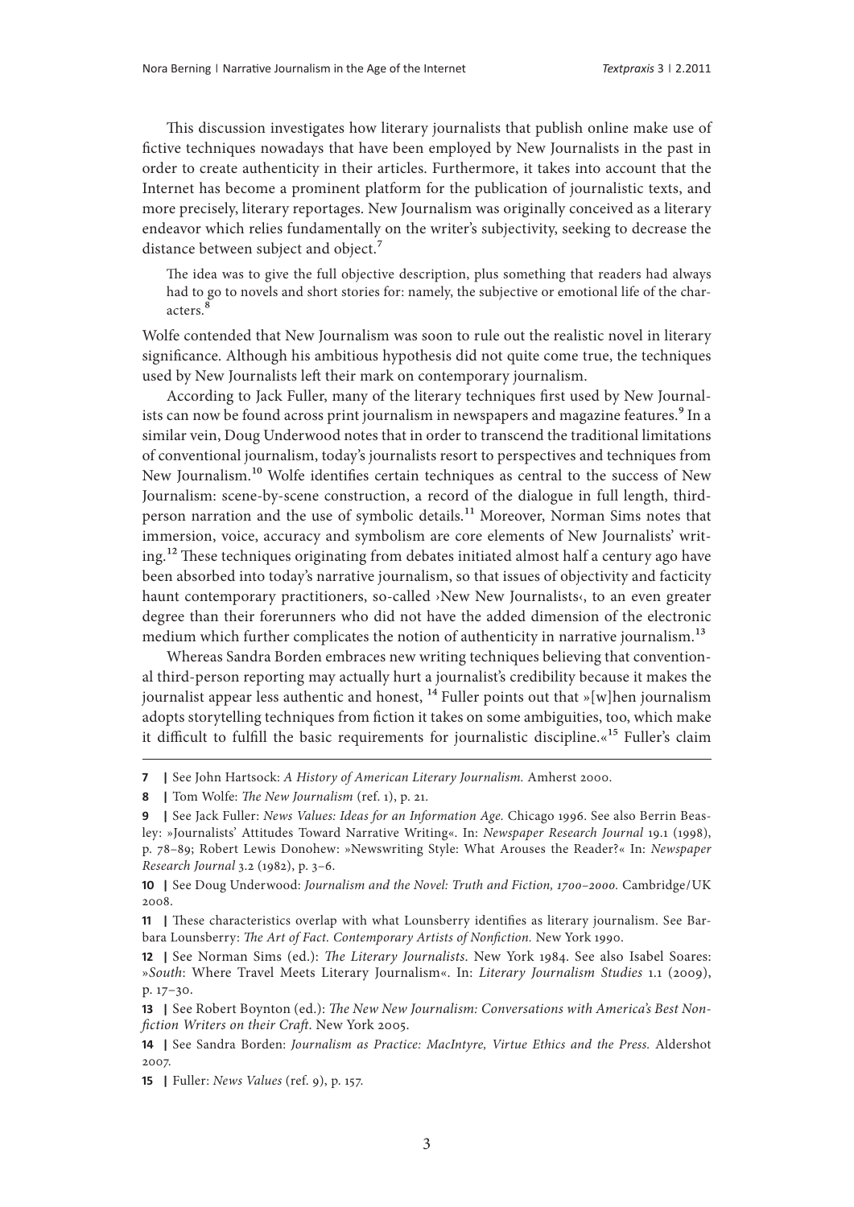This discussion investigates how literary journalists that publish online make use of fictive techniques nowadays that have been employed by New Journalists in the past in order to create authenticity in their articles. Furthermore, it takes into account that the Internet has become a prominent platform for the publication of journalistic texts, and more precisely, literary reportages. New Journalism was originally conceived as a literary endeavor which relies fundamentally on the writer's subjectivity, seeking to decrease the distance between subject and object.[7]

> The idea was to give the full objective description, plus something that readers had always had to go to novels and short stories for: namely, the subjective or emotional life of the characters.[8]

Wolfe contended that New Journalism was soon to rule out the realistic novel in literary significance. Although his ambitious hypothesis did not quite come true, the techniques used by New Journalists left their mark on contemporary journalism.

According to Jack Fuller, many of the literary techniques first used by New Journalists can now be found across print journalism in newspapers and magazine features.[9] In a similar vein, Doug Underwood notes that in order to transcend the traditional limitations of conventional journalism, today's journalists resort to perspectives and techniques from New Journalism.[10] Wolfe identifies certain techniques as central to the success of New Journalism: scene-by-scene construction, a record of the dialogue in full length, third-person narration and the use of symbolic details.[11] Moreover, Norman Sims notes that immersion, voice, accuracy and symbolism are core elements of New Journalists' writing.[12] These techniques originating from debates initiated almost half a century ago have been absorbed into today's narrative journalism, so that issues of objectivity and facticity haunt contemporary practitioners, so-called ›New New Journalists‹, to an even greater degree than their forerunners who did not have the added dimension of the electronic medium which further complicates the notion of authenticity in narrative journalism.[13]

Whereas Sandra Borden embraces new writing techniques believing that conventional third-person reporting may actually hurt a journalist's credibility because it makes the journalist appear less authentic and honest, [14] Fuller points out that »[w]hen journalism adopts storytelling techniques from fiction it takes on some ambiguities, too, which make it difficult to fulfill the basic requirements for journalistic discipline.«[15] Fuller's claim

---

**7 |** See John Hartsock: *A History of American Literary Journalism.* Amherst 2000.

**8 |** Tom Wolfe: *The New Journalism* (ref. 1), p. 21.

**9 |** See Jack Fuller: *News Values: Ideas for an Information Age.* Chicago 1996. See also Berrin Beasley: »Journalists' Attitudes Toward Narrative Writing«. In: *Newspaper Research Journal* 19.1 (1998), p. 78–89; Robert Lewis Donohew: »Newswriting Style: What Arouses the Reader?« In: *Newspaper Research Journal* 3.2 (1982), p. 3–6.

**10 |** See Doug Underwood: *Journalism and the Novel: Truth and Fiction, 1700–2000.* Cambridge/UK 2008.

**11 |** These characteristics overlap with what Lounsberry identifies as literary journalism. See Barbara Lounsberry: *The Art of Fact. Contemporary Artists of Nonfiction.* New York 1990.

**12 |** See Norman Sims (ed.): *The Literary Journalists.* New York 1984. See also Isabel Soares: »*South*: Where Travel Meets Literary Journalism«. In: *Literary Journalism Studies* 1.1 (2009), p. 17–30.

**13 |** See Robert Boynton (ed.): *The New New Journalism: Conversations with America's Best Nonfiction Writers on their Craft.* New York 2005.

**14 |** See Sandra Borden: *Journalism as Practice: MacIntyre, Virtue Ethics and the Press.* Aldershot 2007.

**15 |** Fuller: *News Values* (ref. 9), p. 157.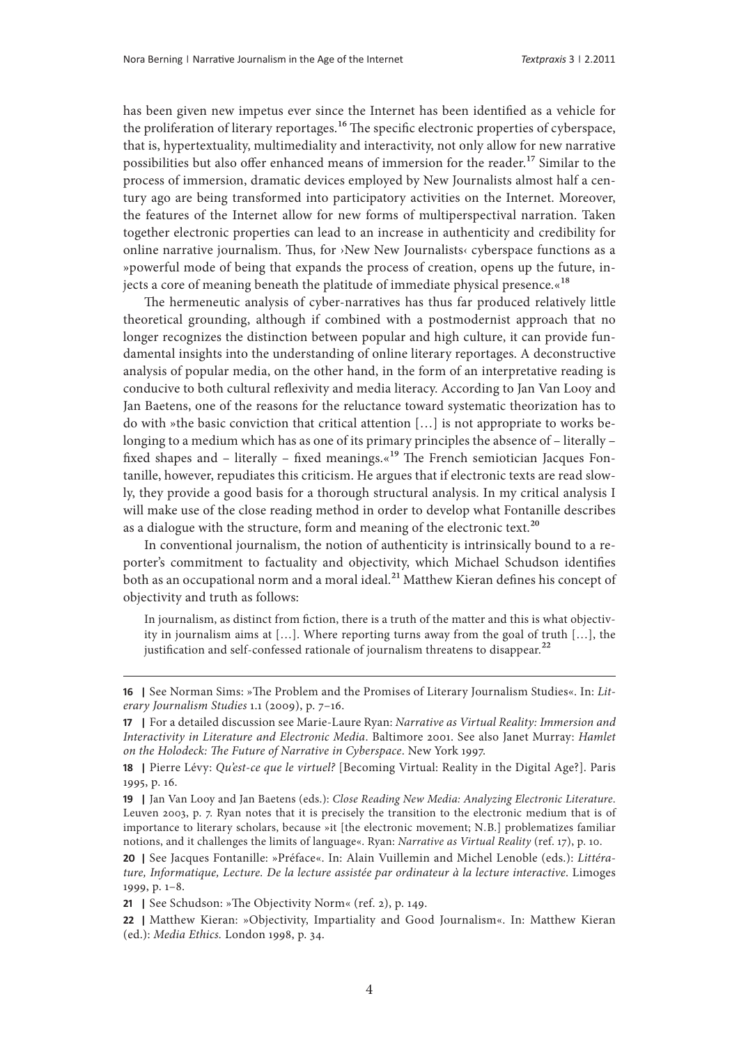has been given new impetus ever since the Internet has been identified as a vehicle for the proliferation of literary reportages.[16] The specific electronic properties of cyberspace, that is, hypertextuality, multimediality and interactivity, not only allow for new narrative possibilities but also offer enhanced means of immersion for the reader.[17] Similar to the process of immersion, dramatic devices employed by New Journalists almost half a century ago are being transformed into participatory activities on the Internet. Moreover, the features of the Internet allow for new forms of multiperspectival narration. Taken together electronic properties can lead to an increase in authenticity and credibility for online narrative journalism. Thus, for ›New New Journalists‹ cyberspace functions as a »powerful mode of being that expands the process of creation, opens up the future, injects a core of meaning beneath the platitude of immediate physical presence.«[18]

The hermeneutic analysis of cyber-narratives has thus far produced relatively little theoretical grounding, although if combined with a postmodernist approach that no longer recognizes the distinction between popular and high culture, it can provide fundamental insights into the understanding of online literary reportages. A deconstructive analysis of popular media, on the other hand, in the form of an interpretative reading is conducive to both cultural reflexivity and media literacy. According to Jan Van Looy and Jan Baetens, one of the reasons for the reluctance toward systematic theorization has to do with »the basic conviction that critical attention […] is not appropriate to works belonging to a medium which has as one of its primary principles the absence of – literally – fixed shapes and – literally – fixed meanings.«[19] The French semiotician Jacques Fontanille, however, repudiates this criticism. He argues that if electronic texts are read slowly, they provide a good basis for a thorough structural analysis. In my critical analysis I will make use of the close reading method in order to develop what Fontanille describes as a dialogue with the structure, form and meaning of the electronic text.[20]

In conventional journalism, the notion of authenticity is intrinsically bound to a reporter's commitment to factuality and objectivity, which Michael Schudson identifies both as an occupational norm and a moral ideal.[21] Matthew Kieran defines his concept of objectivity and truth as follows:

> In journalism, as distinct from fiction, there is a truth of the matter and this is what objectivity in journalism aims at […]. Where reporting turns away from the goal of truth […], the justification and self-confessed rationale of journalism threatens to disappear.[22]

---

**16 |** See Norman Sims: »The Problem and the Promises of Literary Journalism Studies«. In: *Literary Journalism Studies* 1.1 (2009), p. 7–16.

**17 |** For a detailed discussion see Marie-Laure Ryan: *Narrative as Virtual Reality: Immersion and Interactivity in Literature and Electronic Media*. Baltimore 2001. See also Janet Murray: *Hamlet on the Holodeck: The Future of Narrative in Cyberspace*. New York 1997.

**18 |** Pierre Lévy: *Qu'est-ce que le virtuel?* [Becoming Virtual: Reality in the Digital Age?]. Paris 1995, p. 16.

**19 |** Jan Van Looy and Jan Baetens (eds.): *Close Reading New Media: Analyzing Electronic Literature*. Leuven 2003, p. 7. Ryan notes that it is precisely the transition to the electronic medium that is of importance to literary scholars, because »it [the electronic movement; N.B.] problematizes familiar notions, and it challenges the limits of language«. Ryan: *Narrative as Virtual Reality* (ref. 17), p. 10.

**20 |** See Jacques Fontanille: »Préface«. In: Alain Vuillemin and Michel Lenoble (eds.): *Littérature, Informatique, Lecture. De la lecture assistée par ordinateur à la lecture interactive*. Limoges 1999, p. 1–8.

**21 |** See Schudson: »The Objectivity Norm« (ref. 2), p. 149.

**22 |** Matthew Kieran: »Objectivity, Impartiality and Good Journalism«. In: Matthew Kieran (ed.): *Media Ethics*. London 1998, p. 34.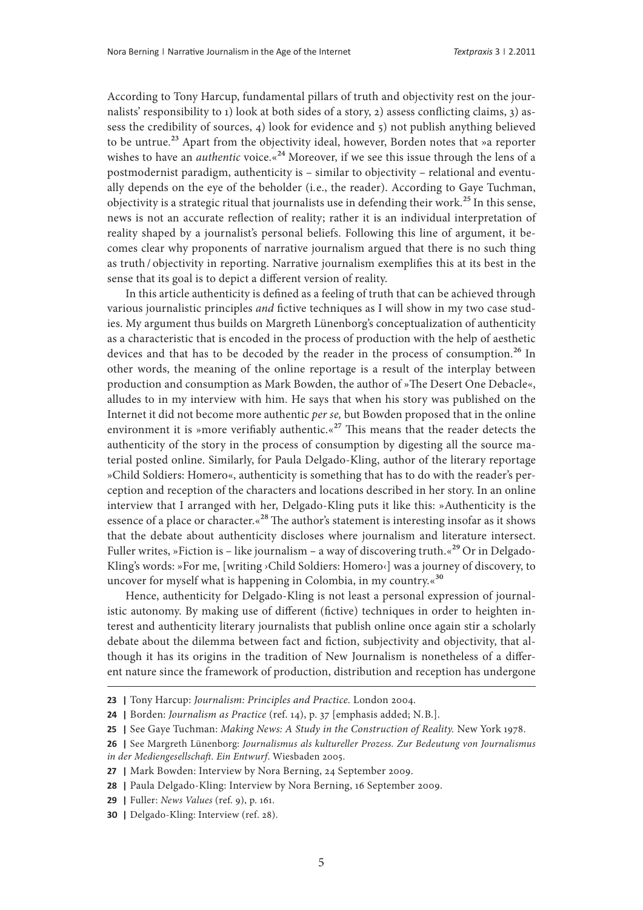According to Tony Harcup, fundamental pillars of truth and objectivity rest on the journalists' responsibility to 1) look at both sides of a story, 2) assess conflicting claims, 3) assess the credibility of sources, 4) look for evidence and 5) not publish anything believed to be untrue.[23] Apart from the objectivity ideal, however, Borden notes that »a reporter wishes to have an *authentic* voice.«[24] Moreover, if we see this issue through the lens of a postmodernist paradigm, authenticity is – similar to objectivity – relational and eventually depends on the eye of the beholder (i.e., the reader). According to Gaye Tuchman, objectivity is a strategic ritual that journalists use in defending their work.[25] In this sense, news is not an accurate reflection of reality; rather it is an individual interpretation of reality shaped by a journalist's personal beliefs. Following this line of argument, it becomes clear why proponents of narrative journalism argued that there is no such thing as truth / objectivity in reporting. Narrative journalism exemplifies this at its best in the sense that its goal is to depict a different version of reality.

In this article authenticity is defined as a feeling of truth that can be achieved through various journalistic principles *and* fictive techniques as I will show in my two case studies. My argument thus builds on Margreth Lünenborg's conceptualization of authenticity as a characteristic that is encoded in the process of production with the help of aesthetic devices and that has to be decoded by the reader in the process of consumption.[26] In other words, the meaning of the online reportage is a result of the interplay between production and consumption as Mark Bowden, the author of »The Desert One Debacle«, alludes to in my interview with him. He says that when his story was published on the Internet it did not become more authentic *per se,* but Bowden proposed that in the online environment it is »more verifiably authentic.«[27] This means that the reader detects the authenticity of the story in the process of consumption by digesting all the source material posted online. Similarly, for Paula Delgado-Kling, author of the literary reportage »Child Soldiers: Homero«, authenticity is something that has to do with the reader's perception and reception of the characters and locations described in her story. In an online interview that I arranged with her, Delgado-Kling puts it like this: »Authenticity is the essence of a place or character.«[28] The author's statement is interesting insofar as it shows that the debate about authenticity discloses where journalism and literature intersect. Fuller writes, »Fiction is – like journalism – a way of discovering truth.«[29] Or in Delgado-Kling's words: »For me, [writing ›Child Soldiers: Homero‹] was a journey of discovery, to uncover for myself what is happening in Colombia, in my country.«[30]

Hence, authenticity for Delgado-Kling is not least a personal expression of journalistic autonomy. By making use of different (fictive) techniques in order to heighten interest and authenticity literary journalists that publish online once again stir a scholarly debate about the dilemma between fact and fiction, subjectivity and objectivity, that although it has its origins in the tradition of New Journalism is nonetheless of a different nature since the framework of production, distribution and reception has undergone

---

**23 |** Tony Harcup: *Journalism: Principles and Practice.* London 2004.

**24 |** Borden: *Journalism as Practice* (ref. 14), p. 37 [emphasis added; N.B.].

**25 |** See Gaye Tuchman: *Making News: A Study in the Construction of Reality.* New York 1978.

**26 |** See Margreth Lünenborg: *Journalismus als kultureller Prozess. Zur Bedeutung von Journalismus in der Mediengesellschaft. Ein Entwurf*. Wiesbaden 2005.

**27 |** Mark Bowden: Interview by Nora Berning, 24 September 2009.

**28 |** Paula Delgado-Kling: Interview by Nora Berning, 16 September 2009.

**29 |** Fuller: *News Values* (ref. 9), p. 161.

**30 |** Delgado-Kling: Interview (ref. 28).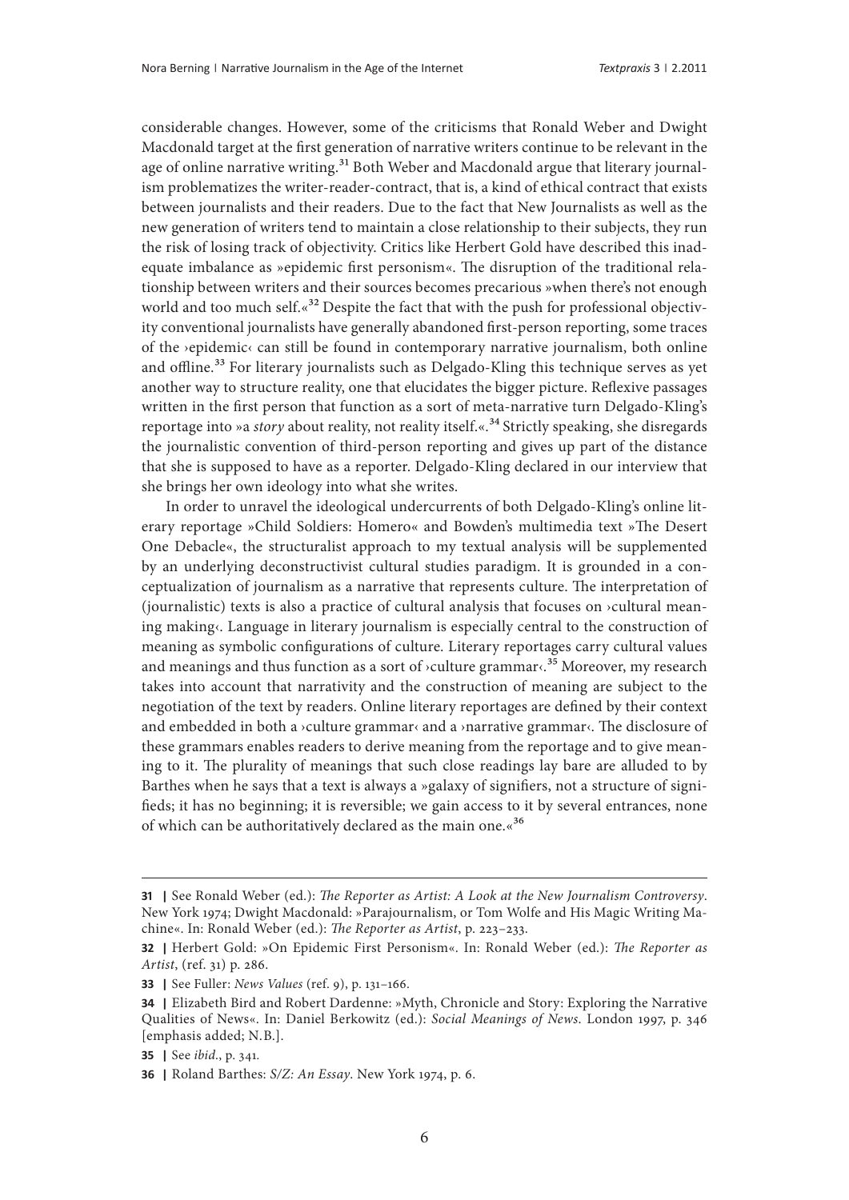considerable changes. However, some of the criticisms that Ronald Weber and Dwight Macdonald target at the first generation of narrative writers continue to be relevant in the age of online narrative writing.[31] Both Weber and Macdonald argue that literary journalism problematizes the writer-reader-contract, that is, a kind of ethical contract that exists between journalists and their readers. Due to the fact that New Journalists as well as the new generation of writers tend to maintain a close relationship to their subjects, they run the risk of losing track of objectivity. Critics like Herbert Gold have described this inadequate imbalance as »epidemic first personism«. The disruption of the traditional relationship between writers and their sources becomes precarious »when there's not enough world and too much self.«[32] Despite the fact that with the push for professional objectivity conventional journalists have generally abandoned first-person reporting, some traces of the ›epidemic‹ can still be found in contemporary narrative journalism, both online and offline.[33] For literary journalists such as Delgado-Kling this technique serves as yet another way to structure reality, one that elucidates the bigger picture. Reflexive passages written in the first person that function as a sort of meta-narrative turn Delgado-Kling's reportage into »a *story* about reality, not reality itself.«.[34] Strictly speaking, she disregards the journalistic convention of third-person reporting and gives up part of the distance that she is supposed to have as a reporter. Delgado-Kling declared in our interview that she brings her own ideology into what she writes.

In order to unravel the ideological undercurrents of both Delgado-Kling's online literary reportage »Child Soldiers: Homero« and Bowden's multimedia text »The Desert One Debacle«, the structuralist approach to my textual analysis will be supplemented by an underlying deconstructivist cultural studies paradigm. It is grounded in a conceptualization of journalism as a narrative that represents culture. The interpretation of (journalistic) texts is also a practice of cultural analysis that focuses on ›cultural meaning making‹. Language in literary journalism is especially central to the construction of meaning as symbolic configurations of culture. Literary reportages carry cultural values and meanings and thus function as a sort of ›culture grammar‹.[35] Moreover, my research takes into account that narrativity and the construction of meaning are subject to the negotiation of the text by readers. Online literary reportages are defined by their context and embedded in both a ›culture grammar‹ and a ›narrative grammar‹. The disclosure of these grammars enables readers to derive meaning from the reportage and to give meaning to it. The plurality of meanings that such close readings lay bare are alluded to by Barthes when he says that a text is always a »galaxy of signifiers, not a structure of signifieds; it has no beginning; it is reversible; we gain access to it by several entrances, none of which can be authoritatively declared as the main one.«[36]

---

**31 |** See Ronald Weber (ed.): *The Reporter as Artist: A Look at the New Journalism Controversy*. New York 1974; Dwight Macdonald: »Parajournalism, or Tom Wolfe and His Magic Writing Machine«. In: Ronald Weber (ed.): *The Reporter as Artist*, p. 223–233.

**32 |** Herbert Gold: »On Epidemic First Personism«. In: Ronald Weber (ed.): *The Reporter as Artist*, (ref. 31) p. 286.

**33 |** See Fuller: *News Values* (ref. 9), p. 131–166.

**34 |** Elizabeth Bird and Robert Dardenne: »Myth, Chronicle and Story: Exploring the Narrative Qualities of News«. In: Daniel Berkowitz (ed.): *Social Meanings of News*. London 1997, p. 346 [emphasis added; N.B.].

**35 |** See *ibid*., p. 341.

**36 |** Roland Barthes: *S/Z: An Essay*. New York 1974, p. 6.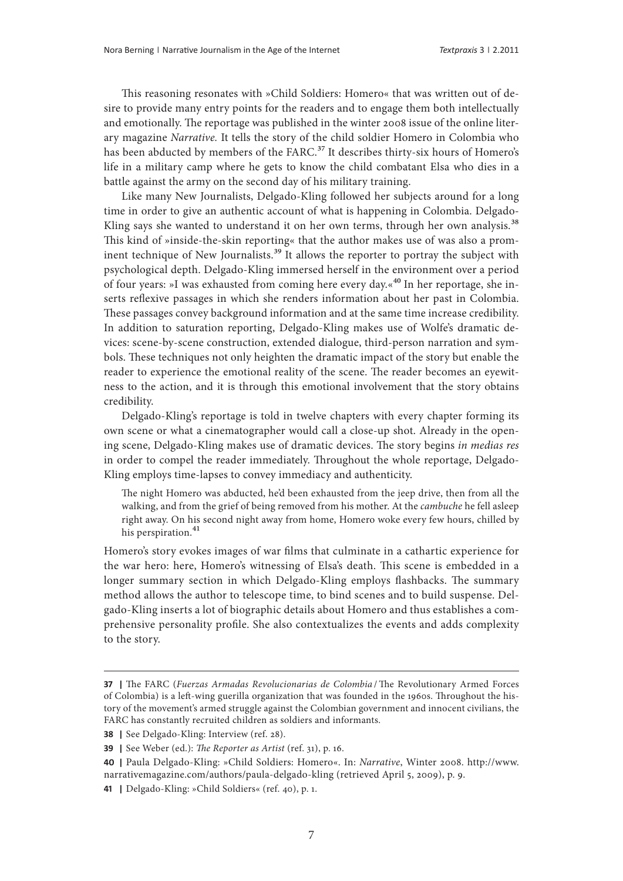This reasoning resonates with »Child Soldiers: Homero« that was written out of desire to provide many entry points for the readers and to engage them both intellectually and emotionally. The reportage was published in the winter 2008 issue of the online literary magazine *Narrative*. It tells the story of the child soldier Homero in Colombia who has been abducted by members of the FARC.[37] It describes thirty-six hours of Homero's life in a military camp where he gets to know the child combatant Elsa who dies in a battle against the army on the second day of his military training.

Like many New Journalists, Delgado-Kling followed her subjects around for a long time in order to give an authentic account of what is happening in Colombia. Delgado-Kling says she wanted to understand it on her own terms, through her own analysis.[38] This kind of »inside-the-skin reporting« that the author makes use of was also a prominent technique of New Journalists.[39] It allows the reporter to portray the subject with psychological depth. Delgado-Kling immersed herself in the environment over a period of four years: »I was exhausted from coming here every day.«[40] In her reportage, she inserts reflexive passages in which she renders information about her past in Colombia. These passages convey background information and at the same time increase credibility. In addition to saturation reporting, Delgado-Kling makes use of Wolfe's dramatic devices: scene-by-scene construction, extended dialogue, third-person narration and symbols. These techniques not only heighten the dramatic impact of the story but enable the reader to experience the emotional reality of the scene. The reader becomes an eyewitness to the action, and it is through this emotional involvement that the story obtains credibility.

Delgado-Kling's reportage is told in twelve chapters with every chapter forming its own scene or what a cinematographer would call a close-up shot. Already in the opening scene, Delgado-Kling makes use of dramatic devices. The story begins *in medias res* in order to compel the reader immediately. Throughout the whole reportage, Delgado-Kling employs time-lapses to convey immediacy and authenticity.

> The night Homero was abducted, he'd been exhausted from the jeep drive, then from all the walking, and from the grief of being removed from his mother. At the *cambuche* he fell asleep right away. On his second night away from home, Homero woke every few hours, chilled by his perspiration.[41]

Homero's story evokes images of war films that culminate in a cathartic experience for the war hero: here, Homero's witnessing of Elsa's death. This scene is embedded in a longer summary section in which Delgado-Kling employs flashbacks. The summary method allows the author to telescope time, to bind scenes and to build suspense. Delgado-Kling inserts a lot of biographic details about Homero and thus establishes a comprehensive personality profile. She also contextualizes the events and adds complexity to the story.

---

**37 |** The FARC (*Fuerzas Armadas Revolucionarias de Colombia* / The Revolutionary Armed Forces of Colombia) is a left-wing guerilla organization that was founded in the 1960s. Throughout the history of the movement's armed struggle against the Colombian government and innocent civilians, the FARC has constantly recruited children as soldiers and informants.

**38 |** See Delgado-Kling: Interview (ref. 28).

**39 |** See Weber (ed.): *The Reporter as Artist* (ref. 31), p. 16.

**40 |** Paula Delgado-Kling: »Child Soldiers: Homero«. In: *Narrative*, Winter 2008. http://www.narrativemagazine.com/authors/paula-delgado-kling (retrieved April 5, 2009), p. 9.

**41 |** Delgado-Kling: »Child Soldiers« (ref. 40), p. 1.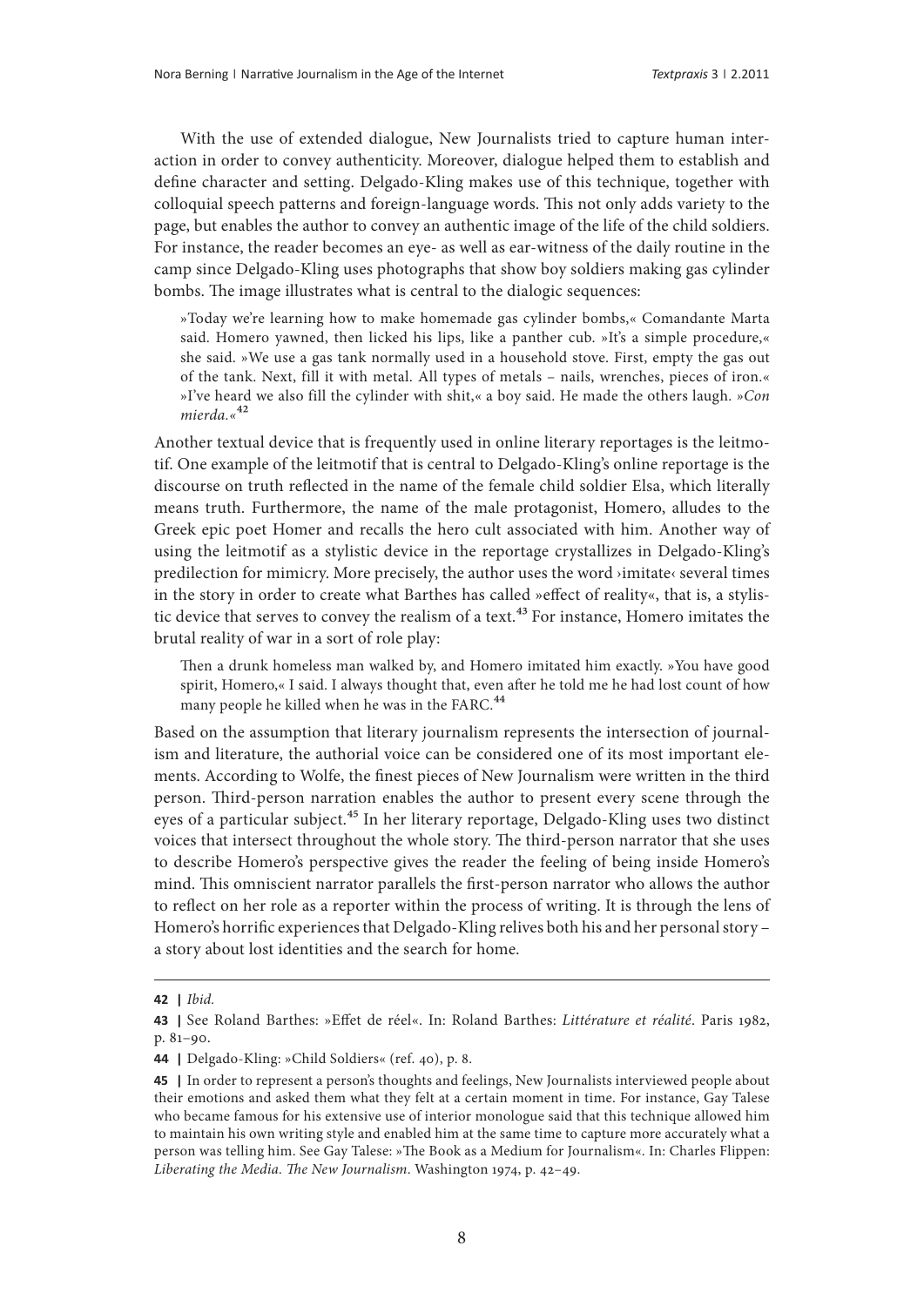With the use of extended dialogue, New Journalists tried to capture human interaction in order to convey authenticity. Moreover, dialogue helped them to establish and define character and setting. Delgado-Kling makes use of this technique, together with colloquial speech patterns and foreign-language words. This not only adds variety to the page, but enables the author to convey an authentic image of the life of the child soldiers. For instance, the reader becomes an eye- as well as ear-witness of the daily routine in the camp since Delgado-Kling uses photographs that show boy soldiers making gas cylinder bombs. The image illustrates what is central to the dialogic sequences:

> »Today we're learning how to make homemade gas cylinder bombs,« Comandante Marta said. Homero yawned, then licked his lips, like a panther cub. »It's a simple procedure,« she said. »We use a gas tank normally used in a household stove. First, empty the gas out of the tank. Next, fill it with metal. All types of metals – nails, wrenches, pieces of iron.« »I've heard we also fill the cylinder with shit,« a boy said. He made the others laugh. »*Con mierda.*«[42]

Another textual device that is frequently used in online literary reportages is the leitmotif. One example of the leitmotif that is central to Delgado-Kling's online reportage is the discourse on truth reflected in the name of the female child soldier Elsa, which literally means truth. Furthermore, the name of the male protagonist, Homero, alludes to the Greek epic poet Homer and recalls the hero cult associated with him. Another way of using the leitmotif as a stylistic device in the reportage crystallizes in Delgado-Kling's predilection for mimicry. More precisely, the author uses the word ›imitate‹ several times in the story in order to create what Barthes has called »effect of reality«, that is, a stylistic device that serves to convey the realism of a text.[43] For instance, Homero imitates the brutal reality of war in a sort of role play:

> Then a drunk homeless man walked by, and Homero imitated him exactly. »You have good spirit, Homero,« I said. I always thought that, even after he told me he had lost count of how many people he killed when he was in the FARC.[44]

Based on the assumption that literary journalism represents the intersection of journalism and literature, the authorial voice can be considered one of its most important elements. According to Wolfe, the finest pieces of New Journalism were written in the third person. Third-person narration enables the author to present every scene through the eyes of a particular subject.[45] In her literary reportage, Delgado-Kling uses two distinct voices that intersect throughout the whole story. The third-person narrator that she uses to describe Homero's perspective gives the reader the feeling of being inside Homero's mind. This omniscient narrator parallels the first-person narrator who allows the author to reflect on her role as a reporter within the process of writing. It is through the lens of Homero's horrific experiences that Delgado-Kling relives both his and her personal story – a story about lost identities and the search for home.

---

**42 |** *Ibid.*

**43 |** See Roland Barthes: »Effet de réel«. In: Roland Barthes: *Littérature et réalité*. Paris 1982, p. 81–90.

**44 |** Delgado-Kling: »Child Soldiers« (ref. 40), p. 8.

**45 |** In order to represent a person's thoughts and feelings, New Journalists interviewed people about their emotions and asked them what they felt at a certain moment in time. For instance, Gay Talese who became famous for his extensive use of interior monologue said that this technique allowed him to maintain his own writing style and enabled him at the same time to capture more accurately what a person was telling him. See Gay Talese: »The Book as a Medium for Journalism«. In: Charles Flippen: *Liberating the Media. The New Journalism*. Washington 1974, p. 42–49.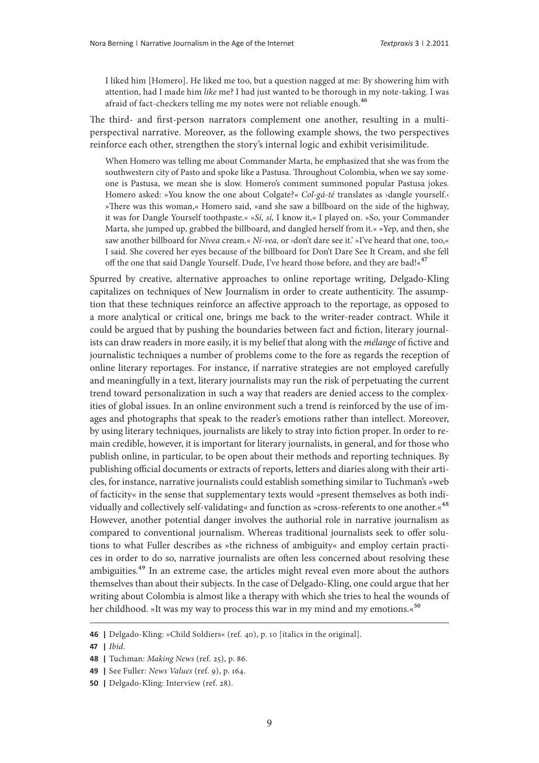> I liked him [Homero]. He liked me too, but a question nagged at me: By showering him with attention, had I made him *like* me? I had just wanted to be thorough in my note-taking. I was afraid of fact-checkers telling me my notes were not reliable enough.[46]

The third- and first-person narrators complement one another, resulting in a multi-perspectival narrative. Moreover, as the following example shows, the two perspectives reinforce each other, strengthen the story's internal logic and exhibit verisimilitude.

> When Homero was telling me about Commander Marta, he emphasized that she was from the southwestern city of Pasto and spoke like a Pastusa. Throughout Colombia, when we say someone is Pastusa, we mean she is slow. Homero's comment summoned popular Pastusa jokes. Homero asked: »You know the one about Colgate?« *Col-gá-té* translates as ›dangle yourself.‹ »There was this woman,« Homero said, »and she saw a billboard on the side of the highway, it was for Dangle Yourself toothpaste.« »*Sí, sí,* I know it,« I played on. »So, your Commander Marta, she jumped up, grabbed the billboard, and dangled herself from it.« »Yep, and then, she saw another billboard for *Nivea* cream.« *Ní-vea,* or ›don't dare see it.' »I've heard that one, too,« I said. She covered her eyes because of the billboard for Don't Dare See It Cream, and she fell off the one that said Dangle Yourself. Dude, I've heard those before, and they are bad!«[47]

Spurred by creative, alternative approaches to online reportage writing, Delgado-Kling capitalizes on techniques of New Journalism in order to create authenticity. The assumption that these techniques reinforce an affective approach to the reportage, as opposed to a more analytical or critical one, brings me back to the writer-reader contract. While it could be argued that by pushing the boundaries between fact and fiction, literary journalists can draw readers in more easily, it is my belief that along with the *mélange* of fictive and journalistic techniques a number of problems come to the fore as regards the reception of online literary reportages. For instance, if narrative strategies are not employed carefully and meaningfully in a text, literary journalists may run the risk of perpetuating the current trend toward personalization in such a way that readers are denied access to the complexities of global issues. In an online environment such a trend is reinforced by the use of images and photographs that speak to the reader's emotions rather than intellect. Moreover, by using literary techniques, journalists are likely to stray into fiction proper. In order to remain credible, however, it is important for literary journalists, in general, and for those who publish online, in particular, to be open about their methods and reporting techniques. By publishing official documents or extracts of reports, letters and diaries along with their articles, for instance, narrative journalists could establish something similar to Tuchman's »web of facticity« in the sense that supplementary texts would »present themselves as both individually and collectively self-validating« and function as »cross-referents to one another.«[48] However, another potential danger involves the authorial role in narrative journalism as compared to conventional journalism. Whereas traditional journalists seek to offer solutions to what Fuller describes as »the richness of ambiguity« and employ certain practices in order to do so, narrative journalists are often less concerned about resolving these ambiguities.[49] In an extreme case, the articles might reveal even more about the authors themselves than about their subjects. In the case of Delgado-Kling, one could argue that her writing about Colombia is almost like a therapy with which she tries to heal the wounds of her childhood. »It was my way to process this war in my mind and my emotions.«[50]

---

**46 |** Delgado-Kling: »Child Soldiers« (ref. 40), p. 10 [italics in the original].

**47 |** *Ibid.*

**48 |** Tuchman: *Making News* (ref. 25), p. 86.

**49 |** See Fuller: *News Values* (ref. 9), p. 164.

**50 |** Delgado-Kling: Interview (ref. 28).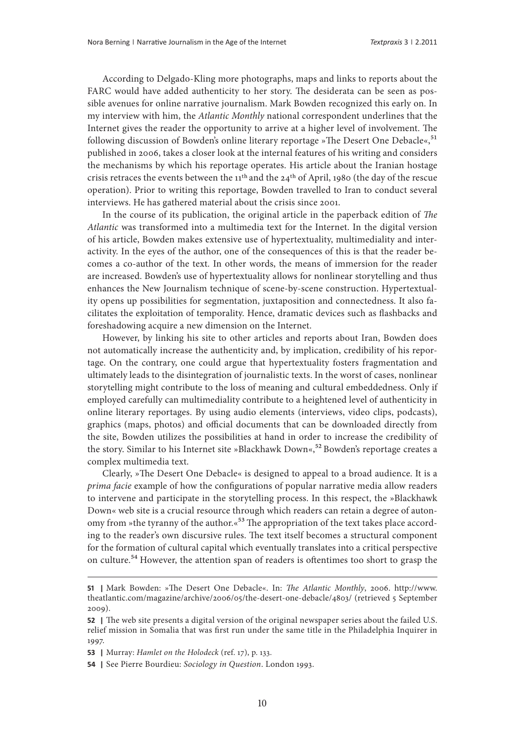According to Delgado-Kling more photographs, maps and links to reports about the FARC would have added authenticity to her story. The desiderata can be seen as possible avenues for online narrative journalism. Mark Bowden recognized this early on. In my interview with him, the *Atlantic Monthly* national correspondent underlines that the Internet gives the reader the opportunity to arrive at a higher level of involvement. The following discussion of Bowden's online literary reportage »The Desert One Debacle«,[51] published in 2006, takes a closer look at the internal features of his writing and considers the mechanisms by which his reportage operates. His article about the Iranian hostage crisis retraces the events between the 11th and the 24th of April, 1980 (the day of the rescue operation). Prior to writing this reportage, Bowden travelled to Iran to conduct several interviews. He has gathered material about the crisis since 2001.

In the course of its publication, the original article in the paperback edition of *The Atlantic* was transformed into a multimedia text for the Internet. In the digital version of his article, Bowden makes extensive use of hypertextuality, multimediality and interactivity. In the eyes of the author, one of the consequences of this is that the reader becomes a co-author of the text. In other words, the means of immersion for the reader are increased. Bowden's use of hypertextuality allows for nonlinear storytelling and thus enhances the New Journalism technique of scene-by-scene construction. Hypertextuality opens up possibilities for segmentation, juxtaposition and connectedness. It also facilitates the exploitation of temporality. Hence, dramatic devices such as flashbacks and foreshadowing acquire a new dimension on the Internet.

However, by linking his site to other articles and reports about Iran, Bowden does not automatically increase the authenticity and, by implication, credibility of his reportage. On the contrary, one could argue that hypertextuality fosters fragmentation and ultimately leads to the disintegration of journalistic texts. In the worst of cases, nonlinear storytelling might contribute to the loss of meaning and cultural embeddedness. Only if employed carefully can multimediality contribute to a heightened level of authenticity in online literary reportages. By using audio elements (interviews, video clips, podcasts), graphics (maps, photos) and official documents that can be downloaded directly from the site, Bowden utilizes the possibilities at hand in order to increase the credibility of the story. Similar to his Internet site »Blackhawk Down«,[52] Bowden's reportage creates a complex multimedia text.

Clearly, »The Desert One Debacle« is designed to appeal to a broad audience. It is a *prima facie* example of how the configurations of popular narrative media allow readers to intervene and participate in the storytelling process. In this respect, the »Blackhawk Down« web site is a crucial resource through which readers can retain a degree of autonomy from »the tyranny of the author.«[53] The appropriation of the text takes place according to the reader's own discursive rules. The text itself becomes a structural component for the formation of cultural capital which eventually translates into a critical perspective on culture.[54] However, the attention span of readers is oftentimes too short to grasp the

---

**51 |** Mark Bowden: »The Desert One Debacle«. In: *The Atlantic Monthly*, 2006. http://www.theatlantic.com/magazine/archive/2006/05/the-desert-one-debacle/4803/ (retrieved 5 September 2009).

**52 |** The web site presents a digital version of the original newspaper series about the failed U.S. relief mission in Somalia that was first run under the same title in the Philadelphia Inquirer in 1997.

**53 |** Murray: *Hamlet on the Holodeck* (ref. 17), p. 133.

**54 |** See Pierre Bourdieu: *Sociology in Question*. London 1993.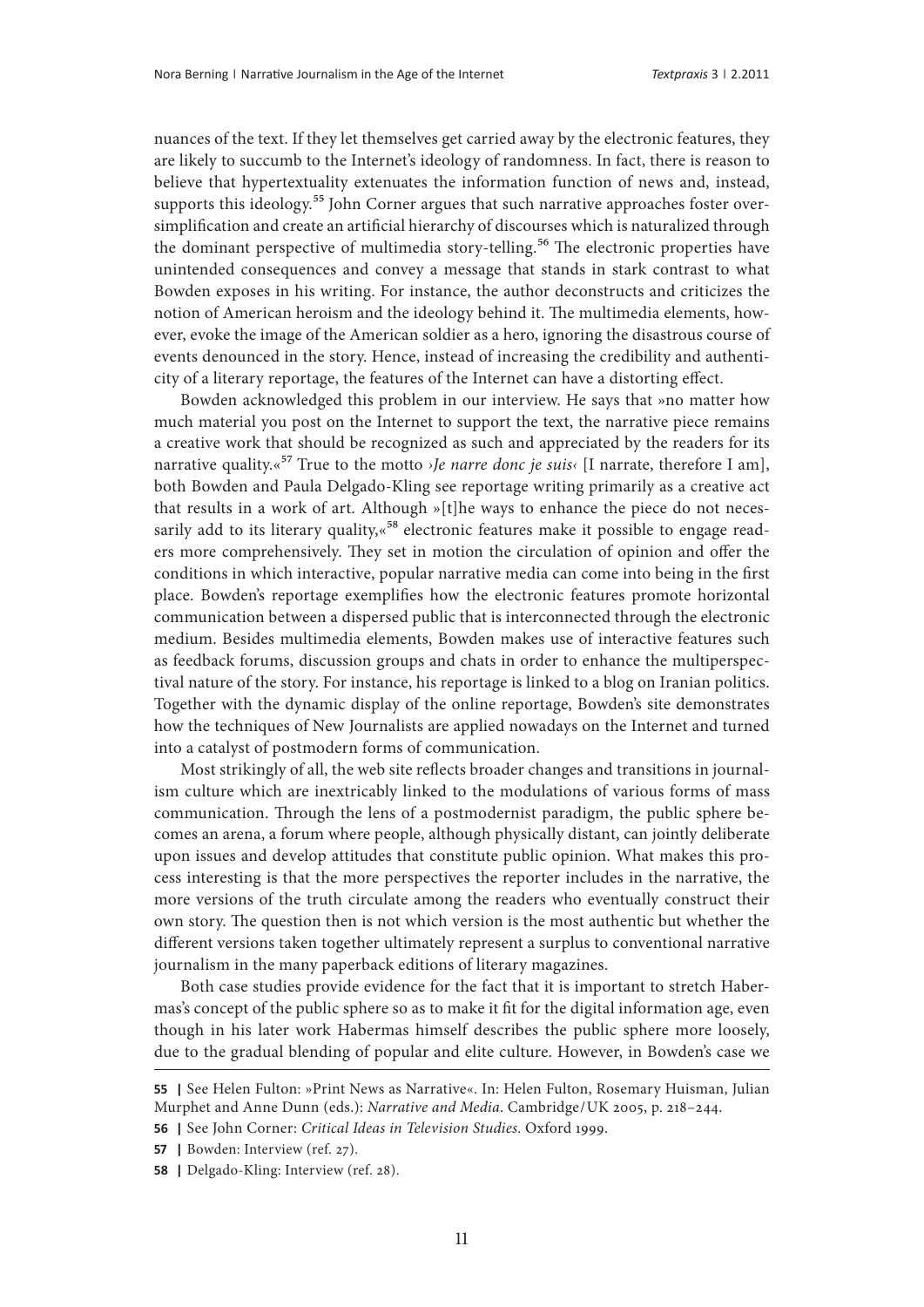nuances of the text. If they let themselves get carried away by the electronic features, they are likely to succumb to the Internet's ideology of randomness. In fact, there is reason to believe that hypertextuality extenuates the information function of news and, instead, supports this ideology.[55] John Corner argues that such narrative approaches foster oversimplification and create an artificial hierarchy of discourses which is naturalized through the dominant perspective of multimedia story-telling.[56] The electronic properties have unintended consequences and convey a message that stands in stark contrast to what Bowden exposes in his writing. For instance, the author deconstructs and criticizes the notion of American heroism and the ideology behind it. The multimedia elements, however, evoke the image of the American soldier as a hero, ignoring the disastrous course of events denounced in the story. Hence, instead of increasing the credibility and authenticity of a literary reportage, the features of the Internet can have a distorting effect.

Bowden acknowledged this problem in our interview. He says that »no matter how much material you post on the Internet to support the text, the narrative piece remains a creative work that should be recognized as such and appreciated by the readers for its narrative quality.«[57] True to the motto ›*Je narre donc je suis*‹ [I narrate, therefore I am], both Bowden and Paula Delgado-Kling see reportage writing primarily as a creative act that results in a work of art. Although »[t]he ways to enhance the piece do not necessarily add to its literary quality,«[58] electronic features make it possible to engage readers more comprehensively. They set in motion the circulation of opinion and offer the conditions in which interactive, popular narrative media can come into being in the first place. Bowden's reportage exemplifies how the electronic features promote horizontal communication between a dispersed public that is interconnected through the electronic medium. Besides multimedia elements, Bowden makes use of interactive features such as feedback forums, discussion groups and chats in order to enhance the multiperspectival nature of the story. For instance, his reportage is linked to a blog on Iranian politics. Together with the dynamic display of the online reportage, Bowden's site demonstrates how the techniques of New Journalists are applied nowadays on the Internet and turned into a catalyst of postmodern forms of communication.

Most strikingly of all, the web site reflects broader changes and transitions in journalism culture which are inextricably linked to the modulations of various forms of mass communication. Through the lens of a postmodernist paradigm, the public sphere becomes an arena, a forum where people, although physically distant, can jointly deliberate upon issues and develop attitudes that constitute public opinion. What makes this process interesting is that the more perspectives the reporter includes in the narrative, the more versions of the truth circulate among the readers who eventually construct their own story. The question then is not which version is the most authentic but whether the different versions taken together ultimately represent a surplus to conventional narrative journalism in the many paperback editions of literary magazines.

Both case studies provide evidence for the fact that it is important to stretch Habermas's concept of the public sphere so as to make it fit for the digital information age, even though in his later work Habermas himself describes the public sphere more loosely, due to the gradual blending of popular and elite culture. However, in Bowden's case we

---

**55 |** See Helen Fulton: »Print News as Narrative«. In: Helen Fulton, Rosemary Huisman, Julian Murphet and Anne Dunn (eds.): *Narrative and Media*. Cambridge/UK 2005, p. 218–244.

**56 |** See John Corner: *Critical Ideas in Television Studies*. Oxford 1999.

**57 |** Bowden: Interview (ref. 27).

**58 |** Delgado-Kling: Interview (ref. 28).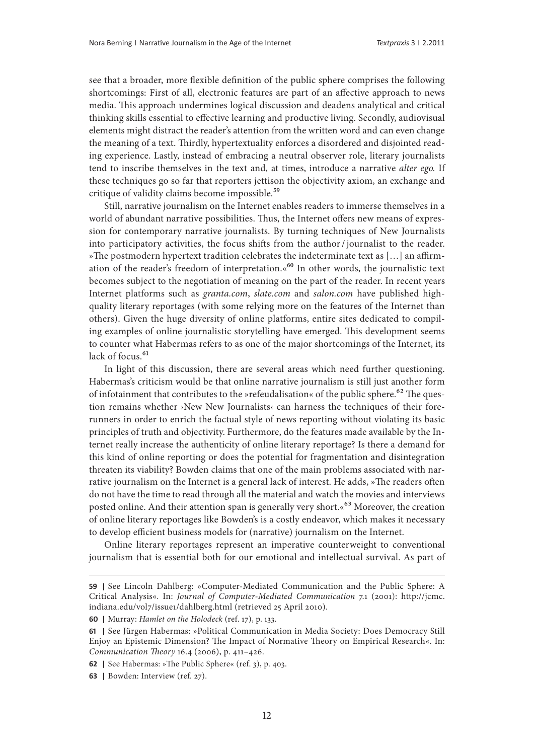see that a broader, more flexible definition of the public sphere comprises the following shortcomings: First of all, electronic features are part of an affective approach to news media. This approach undermines logical discussion and deadens analytical and critical thinking skills essential to effective learning and productive living. Secondly, audiovisual elements might distract the reader's attention from the written word and can even change the meaning of a text. Thirdly, hypertextuality enforces a disordered and disjointed reading experience. Lastly, instead of embracing a neutral observer role, literary journalists tend to inscribe themselves in the text and, at times, introduce a narrative *alter ego*. If these techniques go so far that reporters jettison the objectivity axiom, an exchange and critique of validity claims become impossible.[59]

Still, narrative journalism on the Internet enables readers to immerse themselves in a world of abundant narrative possibilities. Thus, the Internet offers new means of expression for contemporary narrative journalists. By turning techniques of New Journalists into participatory activities, the focus shifts from the author / journalist to the reader. »The postmodern hypertext tradition celebrates the indeterminate text as […] an affirmation of the reader's freedom of interpretation.«[60] In other words, the journalistic text becomes subject to the negotiation of meaning on the part of the reader. In recent years Internet platforms such as *granta.com*, *slate.com* and *salon.com* have published high-quality literary reportages (with some relying more on the features of the Internet than others). Given the huge diversity of online platforms, entire sites dedicated to compiling examples of online journalistic storytelling have emerged. This development seems to counter what Habermas refers to as one of the major shortcomings of the Internet, its lack of focus.[61]

In light of this discussion, there are several areas which need further questioning. Habermas's criticism would be that online narrative journalism is still just another form of infotainment that contributes to the »refeudalisation« of the public sphere.[62] The question remains whether ›New New Journalists‹ can harness the techniques of their forerunners in order to enrich the factual style of news reporting without violating its basic principles of truth and objectivity. Furthermore, do the features made available by the Internet really increase the authenticity of online literary reportage? Is there a demand for this kind of online reporting or does the potential for fragmentation and disintegration threaten its viability? Bowden claims that one of the main problems associated with narrative journalism on the Internet is a general lack of interest. He adds, »The readers often do not have the time to read through all the material and watch the movies and interviews posted online. And their attention span is generally very short.«[63] Moreover, the creation of online literary reportages like Bowden's is a costly endeavor, which makes it necessary to develop efficient business models for (narrative) journalism on the Internet.

Online literary reportages represent an imperative counterweight to conventional journalism that is essential both for our emotional and intellectual survival. As part of

---

**59 |** See Lincoln Dahlberg: »Computer-Mediated Communication and the Public Sphere: A Critical Analysis«. In: *Journal of Computer-Mediated Communication* 7.1 (2001): http://jcmc.indiana.edu/vol7/issue1/dahlberg.html (retrieved 25 April 2010).

**60 |** Murray: *Hamlet on the Holodeck* (ref. 17), p. 133.

**61 |** See Jürgen Habermas: »Political Communication in Media Society: Does Democracy Still Enjoy an Epistemic Dimension? The Impact of Normative Theory on Empirical Research«. In: *Communication Theory* 16.4 (2006), p. 411–426.

**62 |** See Habermas: »The Public Sphere« (ref. 3), p. 403.

**63 |** Bowden: Interview (ref. 27).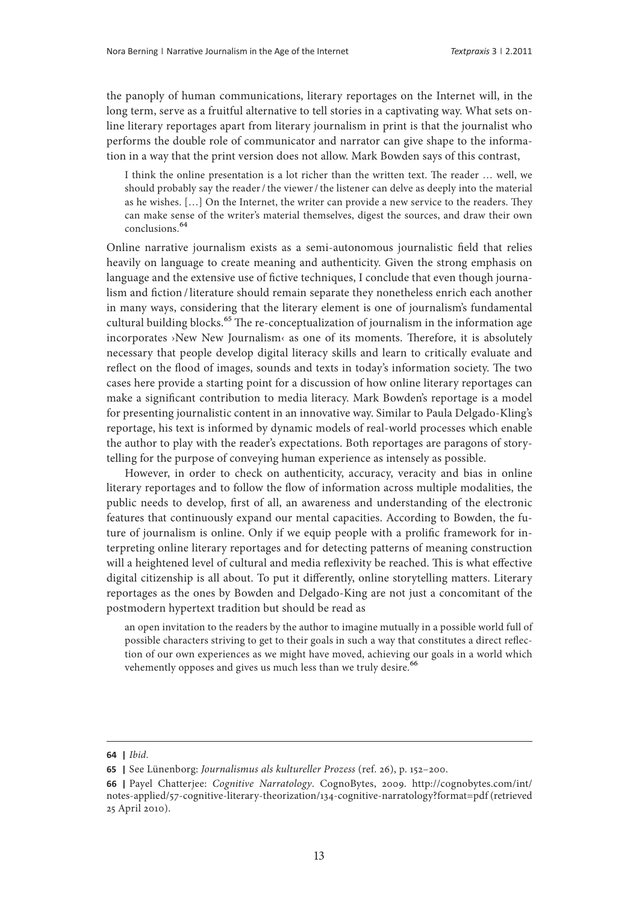the panoply of human communications, literary reportages on the Internet will, in the long term, serve as a fruitful alternative to tell stories in a captivating way. What sets online literary reportages apart from literary journalism in print is that the journalist who performs the double role of communicator and narrator can give shape to the information in a way that the print version does not allow. Mark Bowden says of this contrast,

> I think the online presentation is a lot richer than the written text. The reader … well, we should probably say the reader / the viewer / the listener can delve as deeply into the material as he wishes. […] On the Internet, the writer can provide a new service to the readers. They can make sense of the writer's material themselves, digest the sources, and draw their own conclusions.[64]

Online narrative journalism exists as a semi-autonomous journalistic field that relies heavily on language to create meaning and authenticity. Given the strong emphasis on language and the extensive use of fictive techniques, I conclude that even though journalism and fiction / literature should remain separate they nonetheless enrich each another in many ways, considering that the literary element is one of journalism's fundamental cultural building blocks.[65] The re-conceptualization of journalism in the information age incorporates ›New New Journalism‹ as one of its moments. Therefore, it is absolutely necessary that people develop digital literacy skills and learn to critically evaluate and reflect on the flood of images, sounds and texts in today's information society. The two cases here provide a starting point for a discussion of how online literary reportages can make a significant contribution to media literacy. Mark Bowden's reportage is a model for presenting journalistic content in an innovative way. Similar to Paula Delgado-Kling's reportage, his text is informed by dynamic models of real-world processes which enable the author to play with the reader's expectations. Both reportages are paragons of storytelling for the purpose of conveying human experience as intensely as possible.

However, in order to check on authenticity, accuracy, veracity and bias in online literary reportages and to follow the flow of information across multiple modalities, the public needs to develop, first of all, an awareness and understanding of the electronic features that continuously expand our mental capacities. According to Bowden, the future of journalism is online. Only if we equip people with a prolific framework for interpreting online literary reportages and for detecting patterns of meaning construction will a heightened level of cultural and media reflexivity be reached. This is what effective digital citizenship is all about. To put it differently, online storytelling matters. Literary reportages as the ones by Bowden and Delgado-King are not just a concomitant of the postmodern hypertext tradition but should be read as

> an open invitation to the readers by the author to imagine mutually in a possible world full of possible characters striving to get to their goals in such a way that constitutes a direct reflection of our own experiences as we might have moved, achieving our goals in a world which vehemently opposes and gives us much less than we truly desire.[66]

---

**64 |** *Ibid.*

**65 |** See Lünenborg: *Journalismus als kultureller Prozess* (ref. 26), p. 152–200.

**66 |** Payel Chatterjee: *Cognitive Narratology*. CognoBytes, 2009. http://cognobytes.com/int/notes-applied/57-cognitive-literary-theorization/134-cognitive-narratology?format=pdf (retrieved 25 April 2010).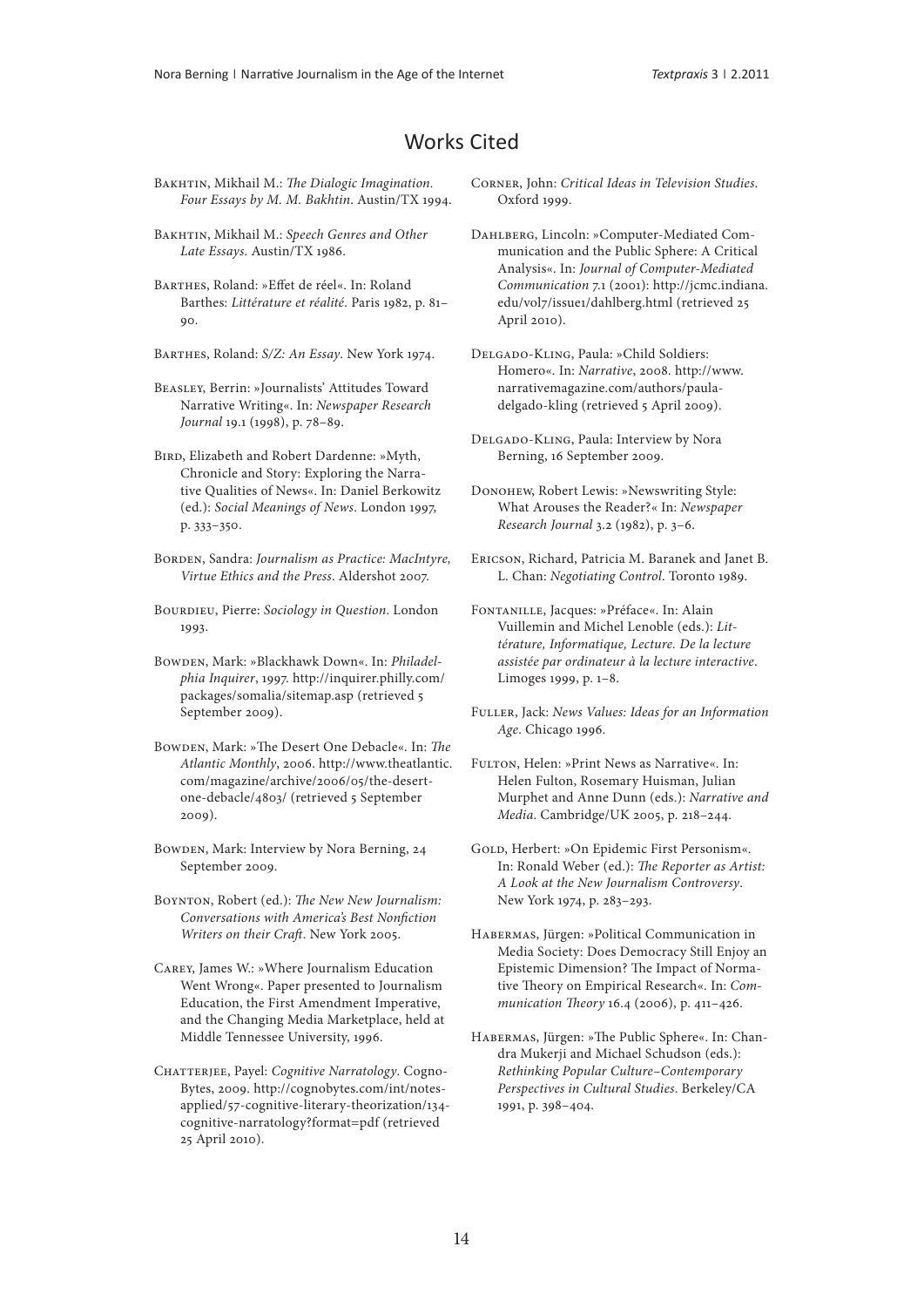## Works Cited

Bakhtin, Mikhail M.: *The Dialogic Imagination. Four Essays by M. M. Bakhtin*. Austin/TX 1994.

Bakhtin, Mikhail M.: *Speech Genres and Other Late Essays.* Austin/TX 1986.

Barthes, Roland: »Effet de réel«. In: Roland Barthes: *Littérature et réalité*. Paris 1982, p. 81–90.

Barthes, Roland: *S/Z: An Essay*. New York 1974.

Beasley, Berrin: »Journalists' Attitudes Toward Narrative Writing«. In: *Newspaper Research Journal* 19.1 (1998), p. 78–89.

Bird, Elizabeth and Robert Dardenne: »Myth, Chronicle and Story: Exploring the Narrative Qualities of News«. In: Daniel Berkowitz (ed.): *Social Meanings of News*. London 1997, p. 333–350.

Borden, Sandra: *Journalism as Practice: MacIntyre, Virtue Ethics and the Press*. Aldershot 2007.

Bourdieu, Pierre: *Sociology in Question*. London 1993.

Bowden, Mark: »Blackhawk Down«. In: *Philadelphia Inquirer*, 1997. http://inquirer.philly.com/packages/somalia/sitemap.asp (retrieved 5 September 2009).

Bowden, Mark: »The Desert One Debacle«. In: *The Atlantic Monthly*, 2006. http://www.theatlantic.com/magazine/archive/2006/05/the-desert-one-debacle/4803/ (retrieved 5 September 2009).

Bowden, Mark: Interview by Nora Berning, 24 September 2009.

Boynton, Robert (ed.): *The New New Journalism: Conversations with America's Best Nonfiction Writers on their Craft*. New York 2005.

Carey, James W.: »Where Journalism Education Went Wrong«. Paper presented to Journalism Education, the First Amendment Imperative, and the Changing Media Marketplace, held at Middle Tennessee University, 1996.

Chatterjee, Payel: *Cognitive Narratology*. CognoBytes, 2009. http://cognobytes.com/int/notes-applied/57-cognitive-literary-theorization/134-cognitive-narratology?format=pdf (retrieved 25 April 2010).

Corner, John: *Critical Ideas in Television Studies*. Oxford 1999.

Dahlberg, Lincoln: »Computer-Mediated Communication and the Public Sphere: A Critical Analysis«. In: *Journal of Computer-Mediated Communication* 7.1 (2001): http://jcmc.indiana.edu/vol7/issue1/dahlberg.html (retrieved 25 April 2010).

Delgado-Kling, Paula: »Child Soldiers: Homero«. In: *Narrative*, 2008. http://www.narrativemagazine.com/authors/paula-delgado-kling (retrieved 5 April 2009).

Delgado-Kling, Paula: Interview by Nora Berning, 16 September 2009.

Donohew, Robert Lewis: »Newswriting Style: What Arouses the Reader?« In: *Newspaper Research Journal* 3.2 (1982), p. 3–6.

Ericson, Richard, Patricia M. Baranek and Janet B. L. Chan: *Negotiating Control*. Toronto 1989.

Fontanille, Jacques: »Préface«. In: Alain Vuillemin and Michel Lenoble (eds.): *Littérature, Informatique, Lecture. De la lecture assistée par ordinateur à la lecture interactive*. Limoges 1999, p. 1–8.

Fuller, Jack: *News Values: Ideas for an Information Age*. Chicago 1996.

Fulton, Helen: »Print News as Narrative«. In: Helen Fulton, Rosemary Huisman, Julian Murphet and Anne Dunn (eds.): *Narrative and Media*. Cambridge/UK 2005, p. 218–244.

Gold, Herbert: »On Epidemic First Personism«. In: Ronald Weber (ed.): *The Reporter as Artist: A Look at the New Journalism Controversy*. New York 1974, p. 283–293.

Habermas, Jürgen: »Political Communication in Media Society: Does Democracy Still Enjoy an Epistemic Dimension? The Impact of Normative Theory on Empirical Research«. In: *Communication Theory* 16.4 (2006), p. 411–426.

Habermas, Jürgen: »The Public Sphere«. In: Chandra Mukerji and Michael Schudson (eds.): *Rethinking Popular Culture–Contemporary Perspectives in Cultural Studies*. Berkeley/CA 1991, p. 398–404.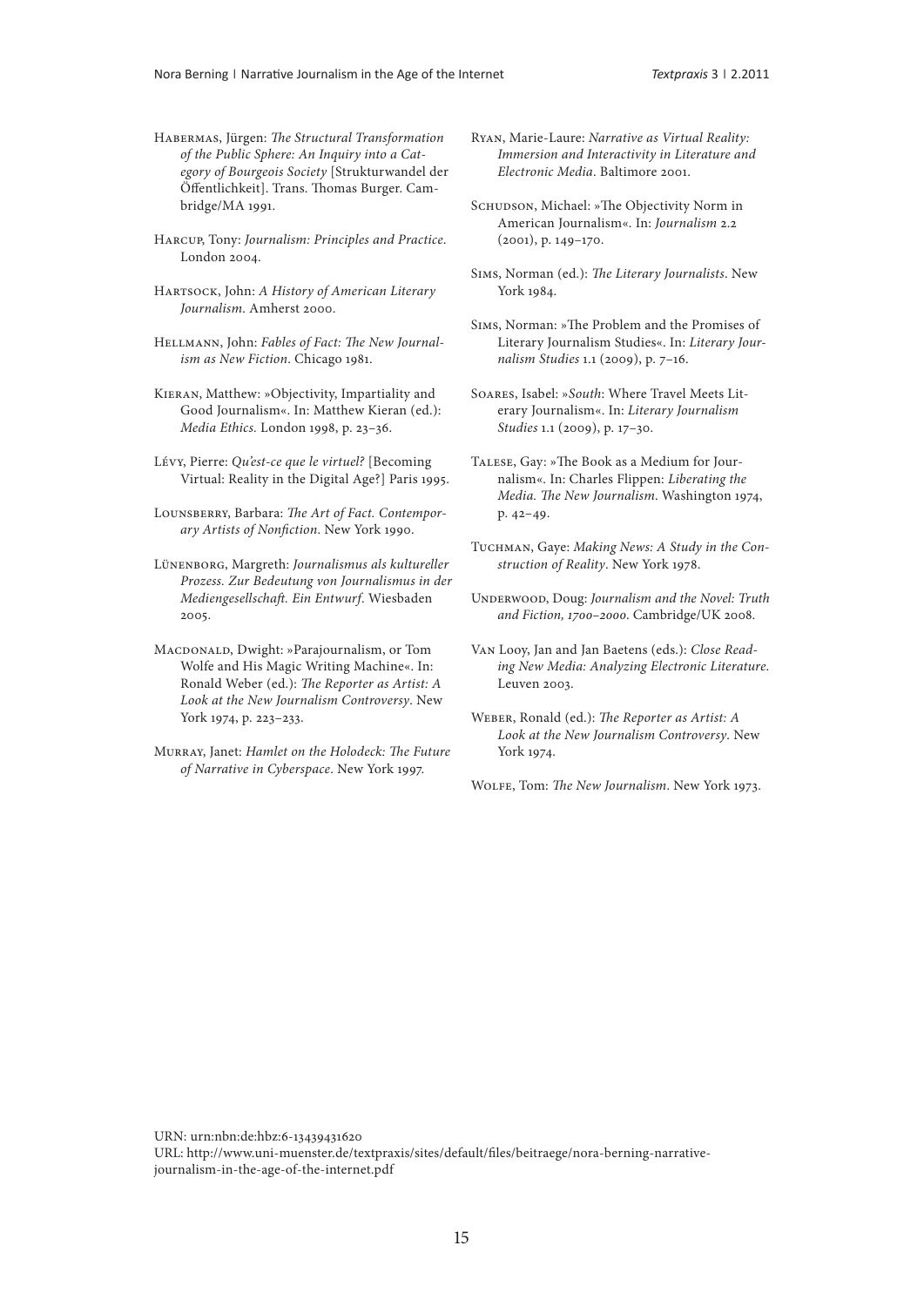Habermas, Jürgen: *The Structural Transformation of the Public Sphere: An Inquiry into a Category of Bourgeois Society* [Strukturwandel der Öffentlichkeit]. Trans. Thomas Burger. Cambridge/MA 1991.

Harcup, Tony: *Journalism: Principles and Practice.* London 2004.

Hartsock, John: *A History of American Literary Journalism*. Amherst 2000.

Hellmann, John: *Fables of Fact: The New Journalism as New Fiction*. Chicago 1981.

Kieran, Matthew: »Objectivity, Impartiality and Good Journalism«. In: Matthew Kieran (ed.): *Media Ethics.* London 1998, p. 23–36.

Lévy, Pierre: *Qu'est-ce que le virtuel?* [Becoming Virtual: Reality in the Digital Age?] Paris 1995.

Lounsberry, Barbara: *The Art of Fact. Contemporary Artists of Nonfiction*. New York 1990.

Lünenborg, Margreth: *Journalismus als kultureller Prozess. Zur Bedeutung von Journalismus in der Mediengesellschaft. Ein Entwurf*. Wiesbaden 2005.

Macdonald, Dwight: »Parajournalism, or Tom Wolfe and His Magic Writing Machine«. In: Ronald Weber (ed.): *The Reporter as Artist: A Look at the New Journalism Controversy*. New York 1974, p. 223–233.

Murray, Janet: *Hamlet on the Holodeck: The Future of Narrative in Cyberspace*. New York 1997.

Ryan, Marie-Laure: *Narrative as Virtual Reality: Immersion and Interactivity in Literature and Electronic Media*. Baltimore 2001.

Schudson, Michael: »The Objectivity Norm in American Journalism«. In: *Journalism* 2.2 (2001), p. 149–170.

Sims, Norman (ed.): *The Literary Journalists*. New York 1984.

Sims, Norman: »The Problem and the Promises of Literary Journalism Studies«. In: *Literary Journalism Studies* 1.1 (2009), p. 7–16.

Soares, Isabel: »*South*: Where Travel Meets Literary Journalism«. In: *Literary Journalism Studies* 1.1 (2009), p. 17–30.

Talese, Gay: »The Book as a Medium for Journalism«. In: Charles Flippen: *Liberating the Media. The New Journalism*. Washington 1974, p. 42–49.

Tuchman, Gaye: *Making News: A Study in the Construction of Reality*. New York 1978.

Underwood, Doug: *Journalism and the Novel: Truth and Fiction, 1700–2000*. Cambridge/UK 2008.

Van Looy, Jan and Jan Baetens (eds.): *Close Reading New Media: Analyzing Electronic Literature*. Leuven 2003.

Weber, Ronald (ed.): *The Reporter as Artist: A Look at the New Journalism Controversy*. New York 1974.

Wolfe, Tom: *The New Journalism*. New York 1973.

URN: urn:nbn:de:hbz:6-13439431620
URL: http://www.uni-muenster.de/textpraxis/sites/default/files/beitraege/nora-berning-narrative-journalism-in-the-age-of-the-internet.pdf